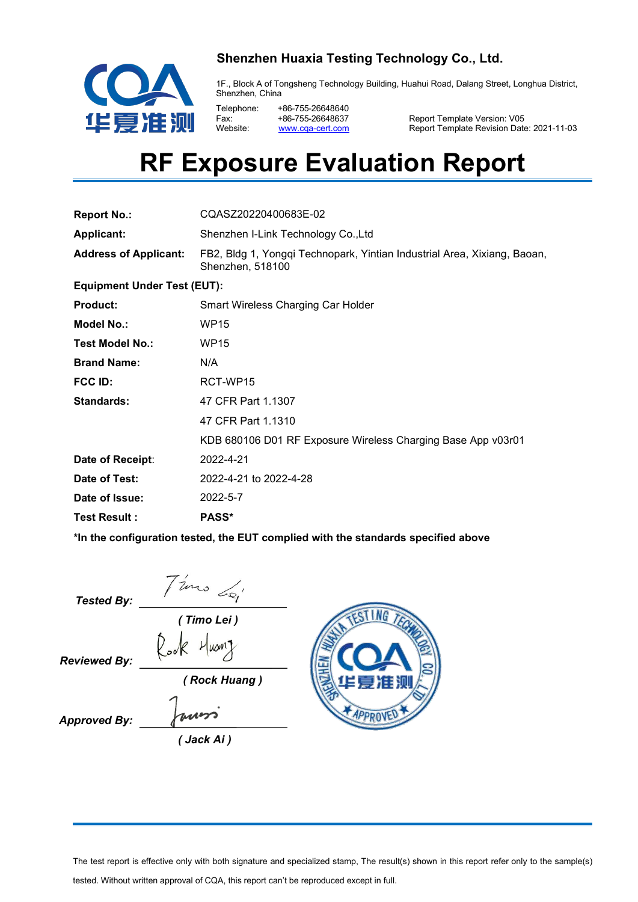**Shenzhen Huaxia Testing Technology Co., Ltd.**

1F., Block A of Tongsheng Technology Building, Huahui Road, Dalang Street, Longhua District, Shenzhen, China

Telephone: +86-755-26648640
Fax: +86-755-26648637
Website: www.cqa-cert.com

Report Template Version: V05
Report Template Revision Date: 2021-11-03

# RF Exposure Evaluation Report

| | |
|---|---|
| **Report No.:** | CQASZ20220400683E-02 |
| **Applicant:** | Shenzhen I-Link Technology Co.,Ltd |
| **Address of Applicant:** | FB2, Bldg 1, Yongqi Technopark, Yintian Industrial Area, Xixiang, Baoan, Shenzhen, 518100 |
| **Equipment Under Test (EUT):** | |
| **Product:** | Smart Wireless Charging Car Holder |
| **Model No.:** | WP15 |
| **Test Model No.:** | WP15 |
| **Brand Name:** | N/A |
| **FCC ID:** | RCT-WP15 |
| **Standards:** | 47 CFR Part 1.1307 |
| | 47 CFR Part 1.1310 |
| | KDB 680106 D01 RF Exposure Wireless Charging Base App v03r01 |
| **Date of Receipt:** | 2022-4-21 |
| **Date of Test:** | 2022-4-21 to 2022-4-28 |
| **Date of Issue:** | 2022-5-7 |
| **Test Result :** | **PASS*** |

***In the configuration tested, the EUT complied with the standards specified above**

***Tested By:*** ***( Timo Lei )***

***Reviewed By:*** ***( Rock Huang )***

***Approved By:*** ***( Jack Ai )***

The test report is effective only with both signature and specialized stamp, The result(s) shown in this report refer only to the sample(s) tested. Without written approval of CQA, this report can't be reproduced except in full.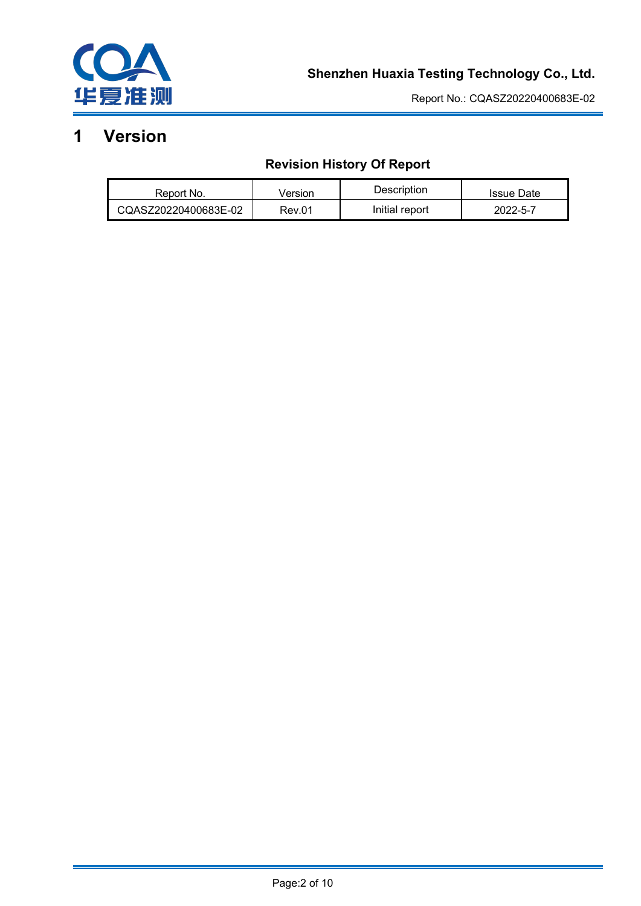# 1 Version

**Revision History Of Report**

| Report No. | Version | Description | Issue Date |
|---|---|---|---|
| CQASZ20220400683E-02 | Rev.01 | Initial report | 2022-5-7 |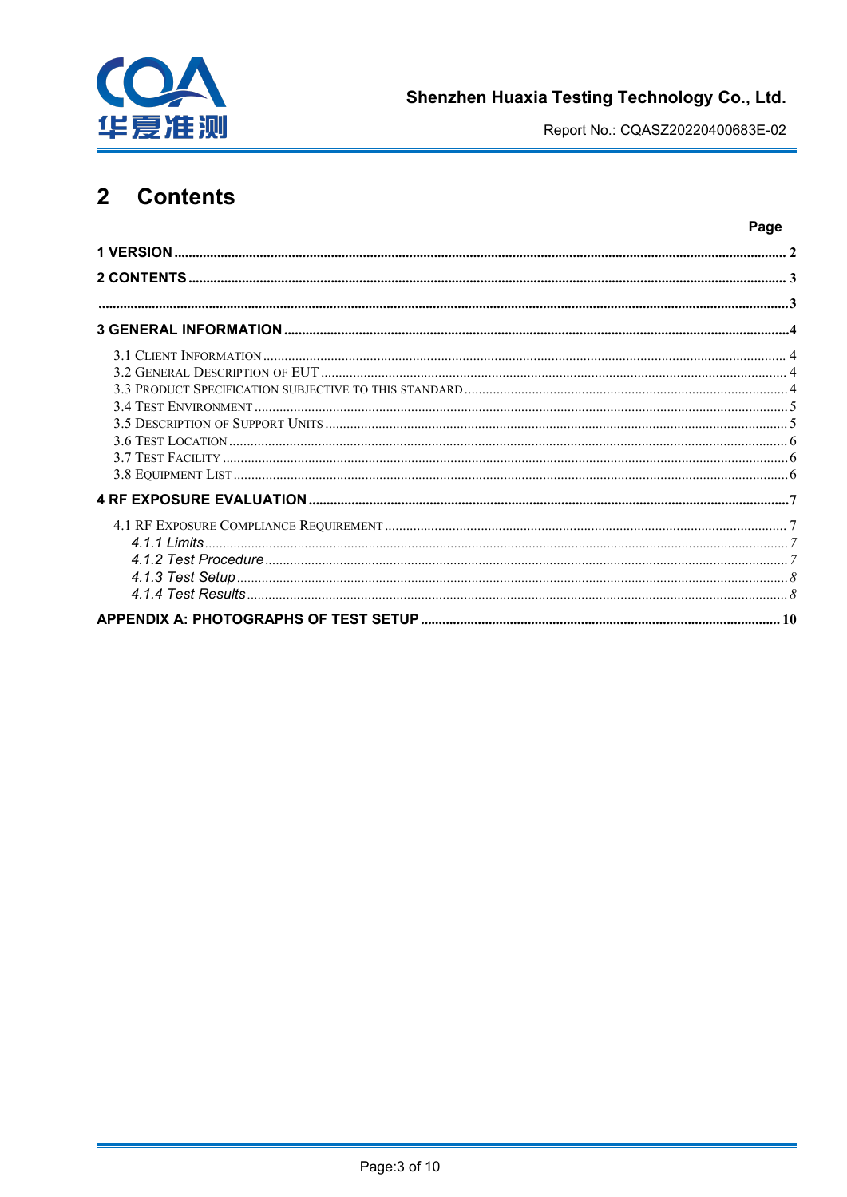# 2 Contents

| | Page |
|---|---|
| **1 VERSION** | 2 |
| **2 CONTENTS** | 3 |
| | 3 |
| **3 GENERAL INFORMATION** | 4 |
| 3.1 Client Information | 4 |
| 3.2 General Description of EUT | 4 |
| 3.3 Product Specification subjective to this standard | 4 |
| 3.4 Test Environment | 5 |
| 3.5 Description of Support Units | 5 |
| 3.6 Test Location | 6 |
| 3.7 Test Facility | 6 |
| 3.8 Equipment List | 6 |
| **4 RF EXPOSURE EVALUATION** | 7 |
| 4.1 RF Exposure Compliance Requirement | 7 |
| *4.1.1 Limits* | 7 |
| *4.1.2 Test Procedure* | 7 |
| *4.1.3 Test Setup* | 8 |
| *4.1.4 Test Results* | 8 |
| **APPENDIX A: PHOTOGRAPHS OF TEST SETUP** | 10 |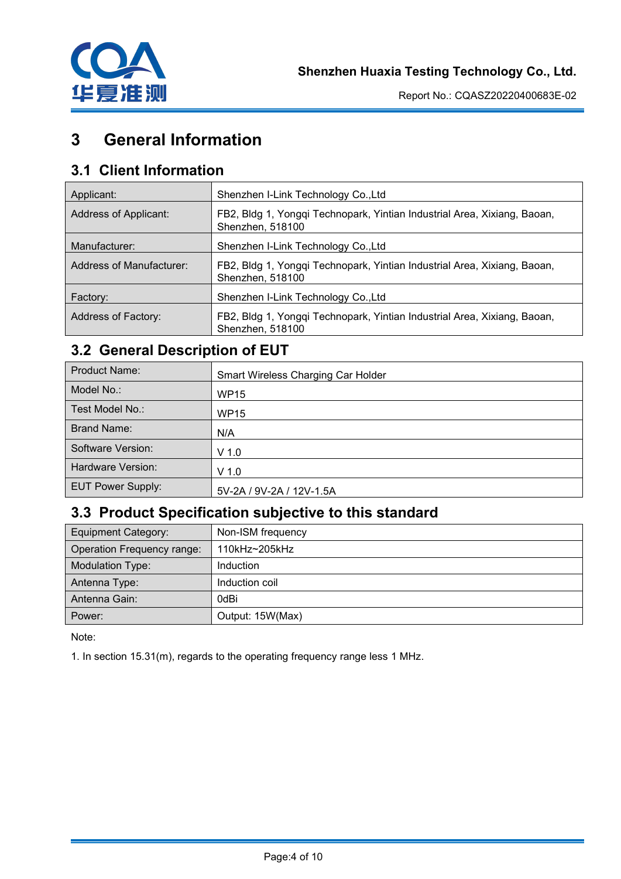# 3 General Information

## 3.1 Client Information

| | |
|---|---|
| Applicant: | Shenzhen I-Link Technology Co.,Ltd |
| Address of Applicant: | FB2, Bldg 1, Yongqi Technopark, Yintian Industrial Area, Xixiang, Baoan, Shenzhen, 518100 |
| Manufacturer: | Shenzhen I-Link Technology Co.,Ltd |
| Address of Manufacturer: | FB2, Bldg 1, Yongqi Technopark, Yintian Industrial Area, Xixiang, Baoan, Shenzhen, 518100 |
| Factory: | Shenzhen I-Link Technology Co.,Ltd |
| Address of Factory: | FB2, Bldg 1, Yongqi Technopark, Yintian Industrial Area, Xixiang, Baoan, Shenzhen, 518100 |

## 3.2 General Description of EUT

| | |
|---|---|
| Product Name: | Smart Wireless Charging Car Holder |
| Model No.: | WP15 |
| Test Model No.: | WP15 |
| Brand Name: | N/A |
| Software Version: | V 1.0 |
| Hardware Version: | V 1.0 |
| EUT Power Supply: | 5V-2A / 9V-2A / 12V-1.5A |

## 3.3 Product Specification subjective to this standard

| | |
|---|---|
| Equipment Category: | Non-ISM frequency |
| Operation Frequency range: | 110kHz~205kHz |
| Modulation Type: | Induction |
| Antenna Type: | Induction coil |
| Antenna Gain: | 0dBi |
| Power: | Output: 15W(Max) |

Note:

1. In section 15.31(m), regards to the operating frequency range less 1 MHz.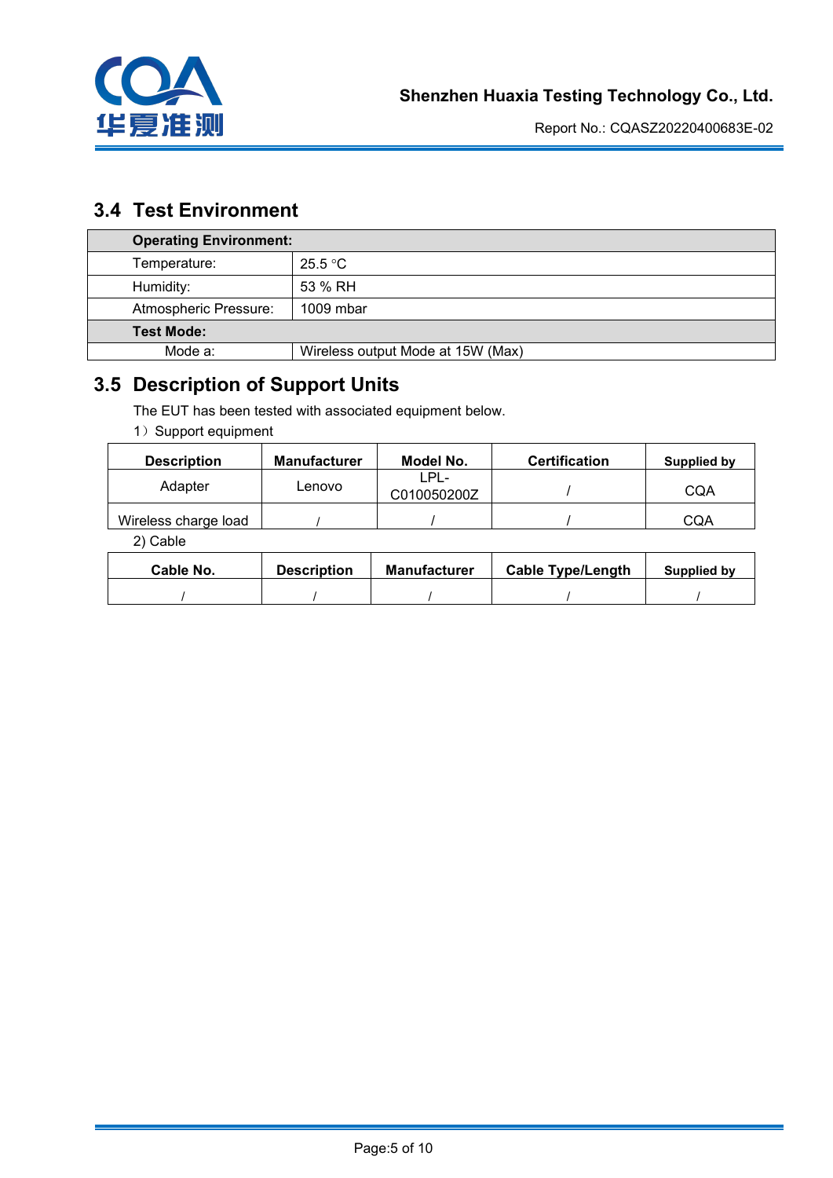## 3.4 Test Environment

| Operating Environment: | |
|---|---|
| Temperature: | 25.5 °C |
| Humidity: | 53 % RH |
| Atmospheric Pressure: | 1009 mbar |
| **Test Mode:** | |
| Mode a: | Wireless output Mode at 15W (Max) |

## 3.5 Description of Support Units

The EUT has been tested with associated equipment below.

1）Support equipment

| Description | Manufacturer | Model No. | Certification | Supplied by |
|---|---|---|---|---|
| Adapter | Lenovo | LPL-C010050200Z | / | CQA |
| Wireless charge load | / | / | / | CQA |

2) Cable

| Cable No. | Description | Manufacturer | Cable Type/Length | Supplied by |
|---|---|---|---|---|
| / | / | / | / | / |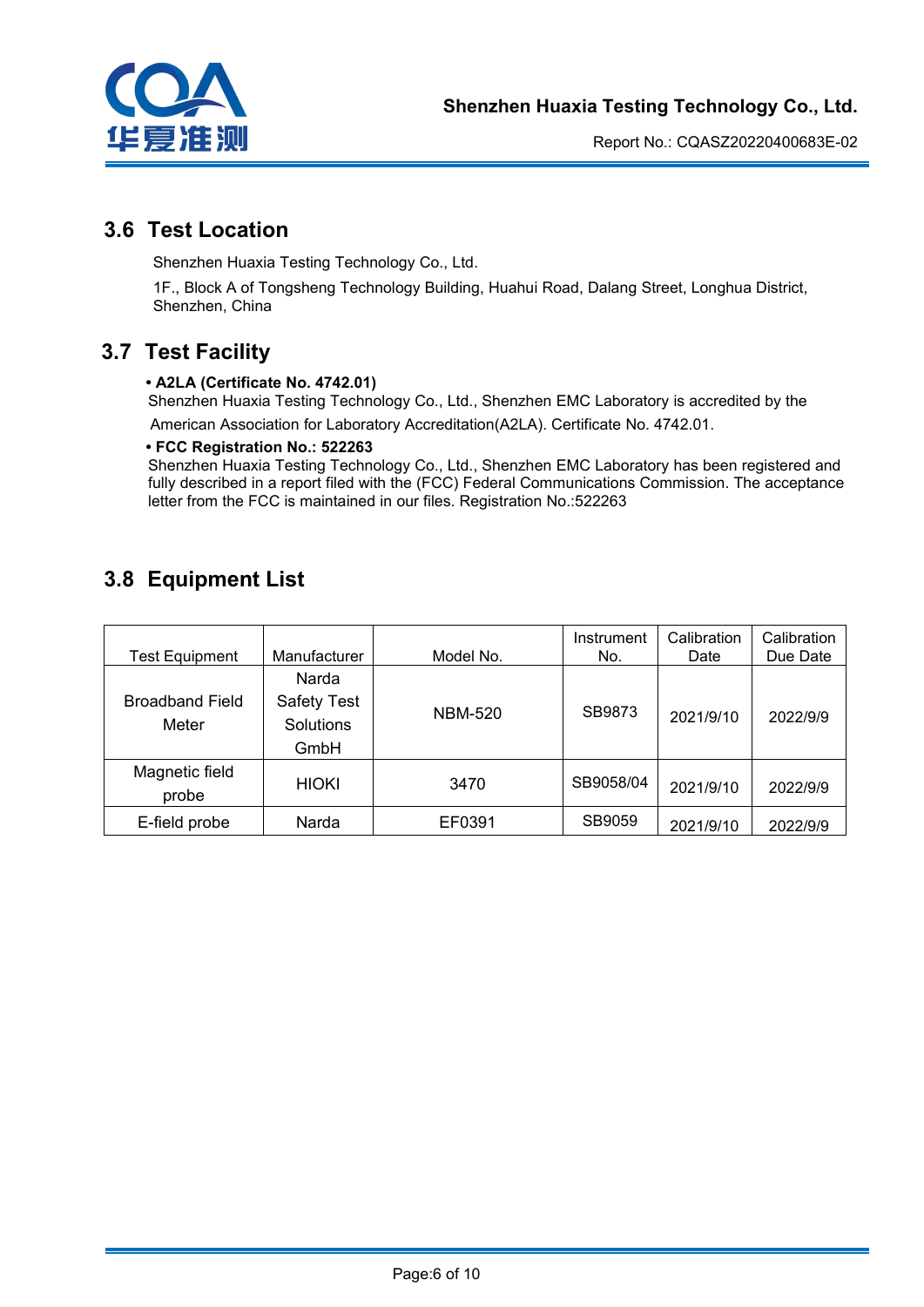## 3.6 Test Location

Shenzhen Huaxia Testing Technology Co., Ltd.

1F., Block A of Tongsheng Technology Building, Huahui Road, Dalang Street, Longhua District, Shenzhen, China

## 3.7 Test Facility

**• A2LA (Certificate No. 4742.01)**

Shenzhen Huaxia Testing Technology Co., Ltd., Shenzhen EMC Laboratory is accredited by the American Association for Laboratory Accreditation(A2LA). Certificate No. 4742.01.

**• FCC Registration No.: 522263**

Shenzhen Huaxia Testing Technology Co., Ltd., Shenzhen EMC Laboratory has been registered and fully described in a report filed with the (FCC) Federal Communications Commission. The acceptance letter from the FCC is maintained in our files. Registration No.:522263

## 3.8 Equipment List

| Test Equipment | Manufacturer | Model No. | Instrument No. | Calibration Date | Calibration Due Date |
|---|---|---|---|---|---|
| Broadband Field Meter | Narda Safety Test Solutions GmbH | NBM-520 | SB9873 | 2021/9/10 | 2022/9/9 |
| Magnetic field probe | HIOKI | 3470 | SB9058/04 | 2021/9/10 | 2022/9/9 |
| E-field probe | Narda | EF0391 | SB9059 | 2021/9/10 | 2022/9/9 |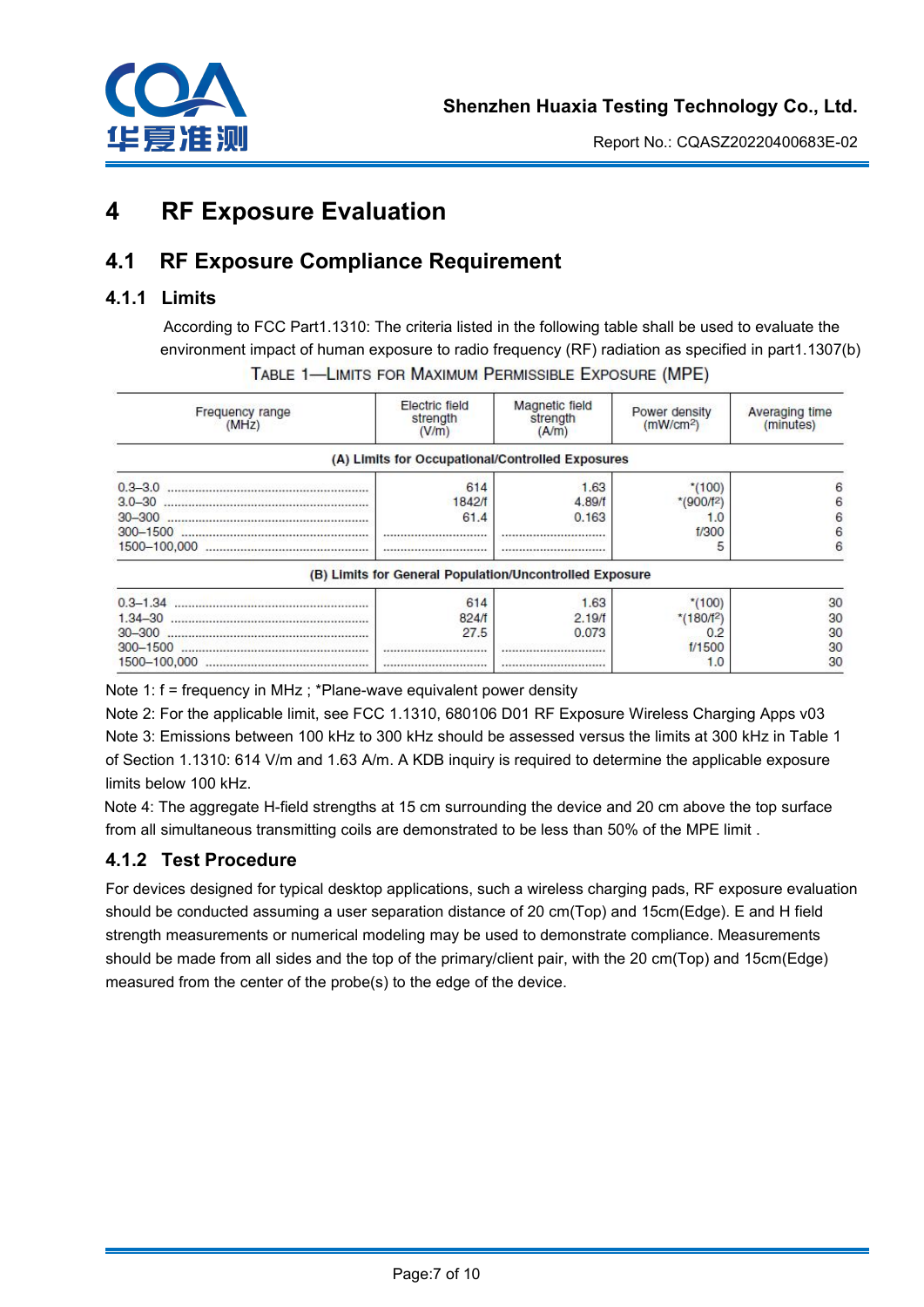# 4 RF Exposure Evaluation

## 4.1 RF Exposure Compliance Requirement

### 4.1.1 Limits

According to FCC Part1.1310: The criteria listed in the following table shall be used to evaluate the environment impact of human exposure to radio frequency (RF) radiation as specified in part1.1307(b)

TABLE 1—LIMITS FOR MAXIMUM PERMISSIBLE EXPOSURE (MPE)

| Frequency range (MHz) | Electric field strength (V/m) | Magnetic field strength (A/m) | Power density (mW/cm²) | Averaging time (minutes) |
|---|---|---|---|---|
| **(A) Limits for Occupational/Controlled Exposures** | | | | |
| 0.3–3.0 | 614 | 1.63 | *(100) | 6 |
| 3.0–30 | 1842/f | 4.89/f | *(900/f²) | 6 |
| 30–300 | 61.4 | 0.163 | 1.0 | 6 |
| 300–1500 | | | f/300 | 6 |
| 1500–100,000 | | | 5 | 6 |
| **(B) Limits for General Population/Uncontrolled Exposure** | | | | |
| 0.3–1.34 | 614 | 1.63 | *(100) | 30 |
| 1.34–30 | 824/f | 2.19/f | *(180/f²) | 30 |
| 30–300 | 27.5 | 0.073 | 0.2 | 30 |
| 300–1500 | | | f/1500 | 30 |
| 1500–100,000 | | | 1.0 | 30 |

Note 1: f = frequency in MHz ; *Plane-wave equivalent power density

Note 2: For the applicable limit, see FCC 1.1310, 680106 D01 RF Exposure Wireless Charging Apps v03

Note 3: Emissions between 100 kHz to 300 kHz should be assessed versus the limits at 300 kHz in Table 1 of Section 1.1310: 614 V/m and 1.63 A/m. A KDB inquiry is required to determine the applicable exposure limits below 100 kHz.

Note 4: The aggregate H-field strengths at 15 cm surrounding the device and 20 cm above the top surface from all simultaneous transmitting coils are demonstrated to be less than 50% of the MPE limit .

### 4.1.2 Test Procedure

For devices designed for typical desktop applications, such a wireless charging pads, RF exposure evaluation should be conducted assuming a user separation distance of 20 cm(Top) and 15cm(Edge). E and H field strength measurements or numerical modeling may be used to demonstrate compliance. Measurements should be made from all sides and the top of the primary/client pair, with the 20 cm(Top) and 15cm(Edge) measured from the center of the probe(s) to the edge of the device.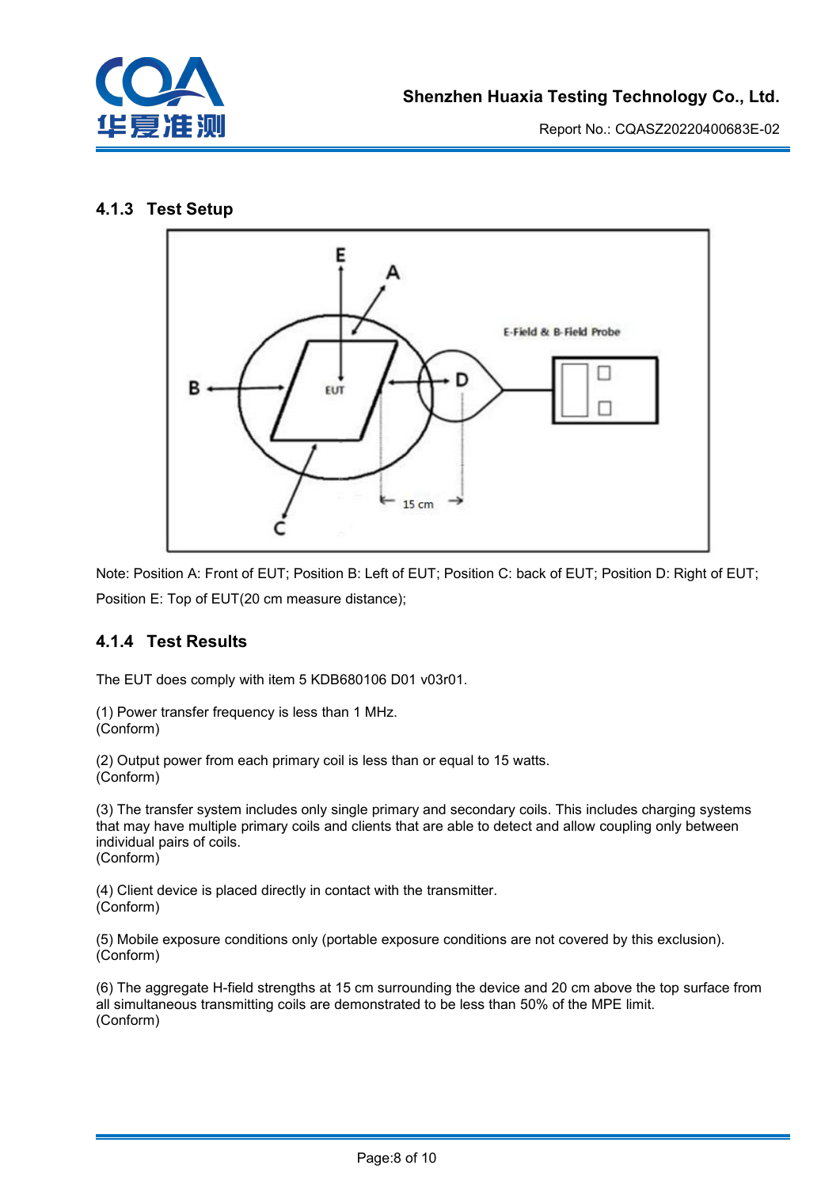### 4.1.3 Test Setup

Note: Position A: Front of EUT; Position B: Left of EUT; Position C: back of EUT; Position D: Right of EUT; Position E: Top of EUT(20 cm measure distance);

### 4.1.4 Test Results

The EUT does comply with item 5 KDB680106 D01 v03r01.

(1) Power transfer frequency is less than 1 MHz.
(Conform)

(2) Output power from each primary coil is less than or equal to 15 watts.
(Conform)

(3) The transfer system includes only single primary and secondary coils. This includes charging systems that may have multiple primary coils and clients that are able to detect and allow coupling only between individual pairs of coils.
(Conform)

(4) Client device is placed directly in contact with the transmitter.
(Conform)

(5) Mobile exposure conditions only (portable exposure conditions are not covered by this exclusion).
(Conform)

(6) The aggregate H-field strengths at 15 cm surrounding the device and 20 cm above the top surface from all simultaneous transmitting coils are demonstrated to be less than 50% of the MPE limit.
(Conform)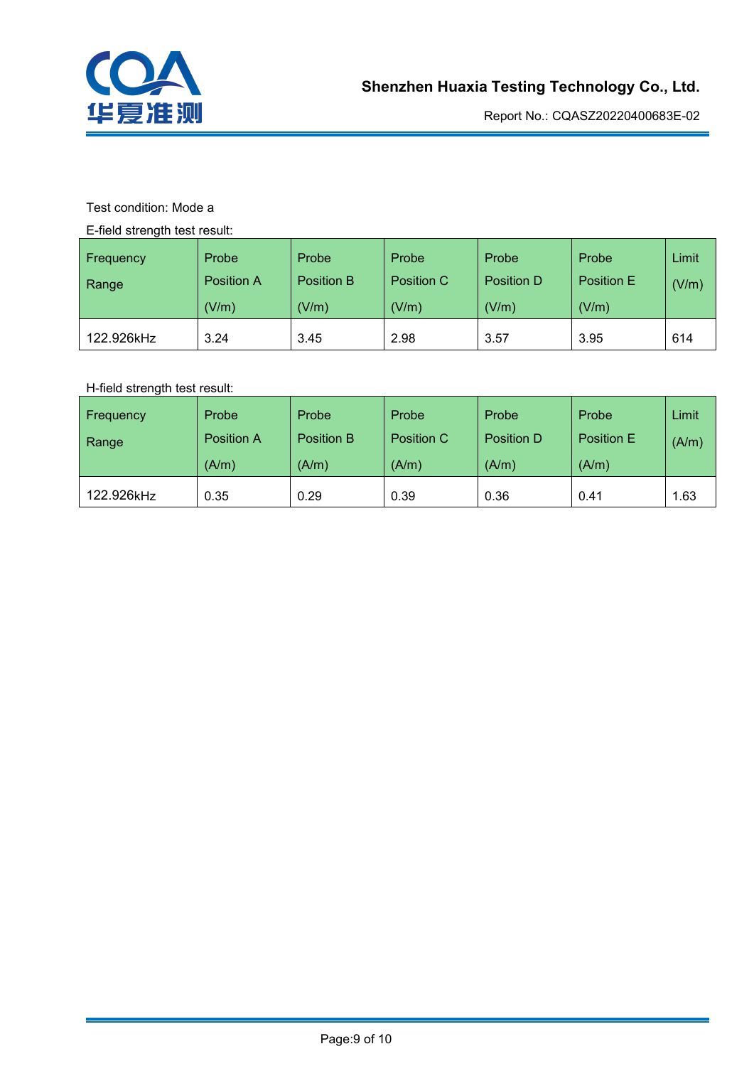Test condition: Mode a

E-field strength test result:

| Frequency Range | Probe Position A (V/m) | Probe Position B (V/m) | Probe Position C (V/m) | Probe Position D (V/m) | Probe Position E (V/m) | Limit (V/m) |
|---|---|---|---|---|---|---|
| 122.926kHz | 3.24 | 3.45 | 2.98 | 3.57 | 3.95 | 614 |

H-field strength test result:

| Frequency Range | Probe Position A (A/m) | Probe Position B (A/m) | Probe Position C (A/m) | Probe Position D (A/m) | Probe Position E (A/m) | Limit (A/m) |
|---|---|---|---|---|---|---|
| 122.926kHz | 0.35 | 0.29 | 0.39 | 0.36 | 0.41 | 1.63 |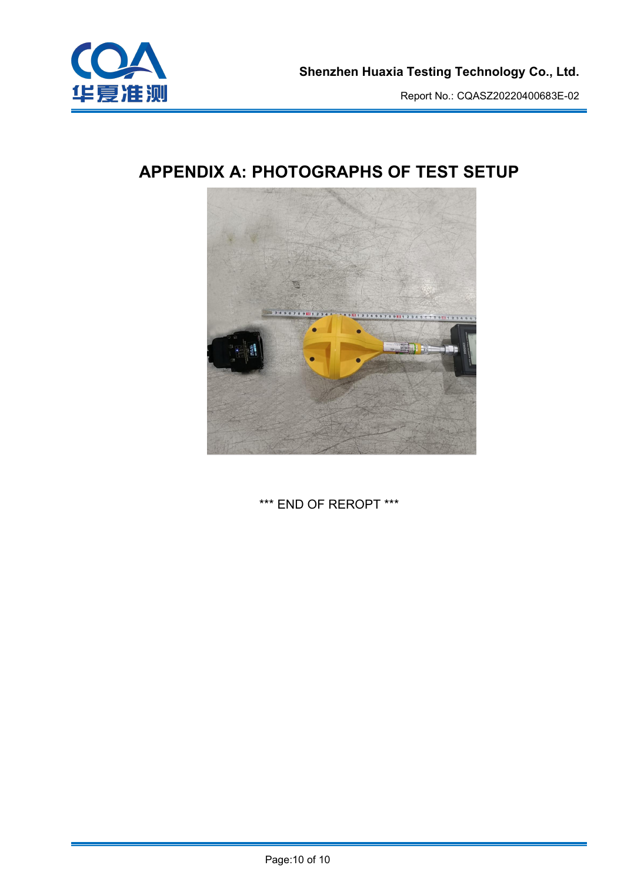# APPENDIX A: PHOTOGRAPHS OF TEST SETUP

*** END OF REROPT ***